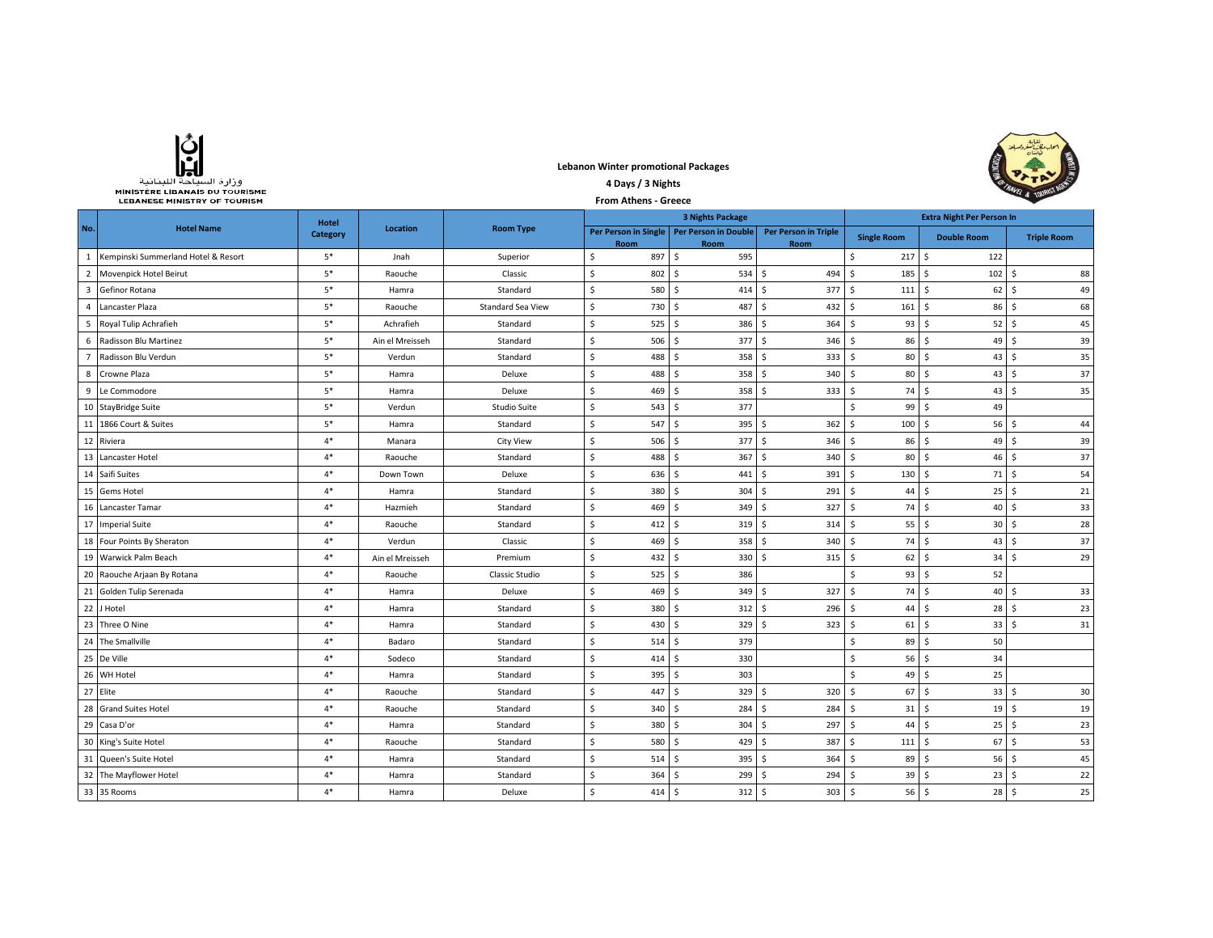وزارة السياحة اللبنانية
MINISTÈRE LIBANAIS DU TOURISME
LEBANESE MINISTRY OF TOURISM

**Lebanon Winter promotional Packages**

**4 Days / 3 Nights**

**From Athens - Greece**

| No. | Hotel Name | Hotel Category | Location | Room Type | 3 Nights Package | | | Extra Night Per Person In | | |
|---|---|---|---|---|---|---|---|---|---|---|
| | | | | | Per Person in Single Room | Per Person in Double Room | Per Person in Triple Room | Single Room | Double Room | Triple Room |
| 1 | Kempinski Summerland Hotel & Resort | 5* | Jnah | Superior | $ 897 | $ 595 | | $ 217 | $ 122 | |
| 2 | Movenpick Hotel Beirut | 5* | Raouche | Classic | $ 802 | $ 534 | $ 494 | $ 185 | $ 102 | $ 88 |
| 3 | Gefinor Rotana | 5* | Hamra | Standard | $ 580 | $ 414 | $ 377 | $ 111 | $ 62 | $ 49 |
| 4 | Lancaster Plaza | 5* | Raouche | Standard Sea View | $ 730 | $ 487 | $ 432 | $ 161 | $ 86 | $ 68 |
| 5 | Royal Tulip Achrafieh | 5* | Achrafieh | Standard | $ 525 | $ 386 | $ 364 | $ 93 | $ 52 | $ 45 |
| 6 | Radisson Blu Martinez | 5* | Ain el Mreisseh | Standard | $ 506 | $ 377 | $ 346 | $ 86 | $ 49 | $ 39 |
| 7 | Radisson Blu Verdun | 5* | Verdun | Standard | $ 488 | $ 358 | $ 333 | $ 80 | $ 43 | $ 35 |
| 8 | Crowne Plaza | 5* | Hamra | Deluxe | $ 488 | $ 358 | $ 340 | $ 80 | $ 43 | $ 37 |
| 9 | Le Commodore | 5* | Hamra | Deluxe | $ 469 | $ 358 | $ 333 | $ 74 | $ 43 | $ 35 |
| 10 | StayBridge Suite | 5* | Verdun | Studio Suite | $ 543 | $ 377 | | $ 99 | $ 49 | |
| 11 | 1866 Court & Suites | 5* | Hamra | Standard | $ 547 | $ 395 | $ 362 | $ 100 | $ 56 | $ 44 |
| 12 | Riviera | 4* | Manara | City View | $ 506 | $ 377 | $ 346 | $ 86 | $ 49 | $ 39 |
| 13 | Lancaster Hotel | 4* | Raouche | Standard | $ 488 | $ 367 | $ 340 | $ 80 | $ 46 | $ 37 |
| 14 | Saifi Suites | 4* | Down Town | Deluxe | $ 636 | $ 441 | $ 391 | $ 130 | $ 71 | $ 54 |
| 15 | Gems Hotel | 4* | Hamra | Standard | $ 380 | $ 304 | $ 291 | $ 44 | $ 25 | $ 21 |
| 16 | Lancaster Tamar | 4* | Hazmieh | Standard | $ 469 | $ 349 | $ 327 | $ 74 | $ 40 | $ 33 |
| 17 | Imperial Suite | 4* | Raouche | Standard | $ 412 | $ 319 | $ 314 | $ 55 | $ 30 | $ 28 |
| 18 | Four Points By Sheraton | 4* | Verdun | Classic | $ 469 | $ 358 | $ 340 | $ 74 | $ 43 | $ 37 |
| 19 | Warwick Palm Beach | 4* | Ain el Mreisseh | Premium | $ 432 | $ 330 | $ 315 | $ 62 | $ 34 | $ 29 |
| 20 | Raouche Arjaan By Rotana | 4* | Raouche | Classic Studio | $ 525 | $ 386 | | $ 93 | $ 52 | |
| 21 | Golden Tulip Serenada | 4* | Hamra | Deluxe | $ 469 | $ 349 | $ 327 | $ 74 | $ 40 | $ 33 |
| 22 | J Hotel | 4* | Hamra | Standard | $ 380 | $ 312 | $ 296 | $ 44 | $ 28 | $ 23 |
| 23 | Three O Nine | 4* | Hamra | Standard | $ 430 | $ 329 | $ 323 | $ 61 | $ 33 | $ 31 |
| 24 | The Smallville | 4* | Badaro | Standard | $ 514 | $ 379 | | $ 89 | $ 50 | |
| 25 | De Ville | 4* | Sodeco | Standard | $ 414 | $ 330 | | $ 56 | $ 34 | |
| 26 | WH Hotel | 4* | Hamra | Standard | $ 395 | $ 303 | | $ 49 | $ 25 | |
| 27 | Elite | 4* | Raouche | Standard | $ 447 | $ 329 | $ 320 | $ 67 | $ 33 | $ 30 |
| 28 | Grand Suites Hotel | 4* | Raouche | Standard | $ 340 | $ 284 | $ 284 | $ 31 | $ 19 | $ 19 |
| 29 | Casa D'or | 4* | Hamra | Standard | $ 380 | $ 304 | $ 297 | $ 44 | $ 25 | $ 23 |
| 30 | King's Suite Hotel | 4* | Raouche | Standard | $ 580 | $ 429 | $ 387 | $ 111 | $ 67 | $ 53 |
| 31 | Queen's Suite Hotel | 4* | Hamra | Standard | $ 514 | $ 395 | $ 364 | $ 89 | $ 56 | $ 45 |
| 32 | The Mayflower Hotel | 4* | Hamra | Standard | $ 364 | $ 299 | $ 294 | $ 39 | $ 23 | $ 22 |
| 33 | 35 Rooms | 4* | Hamra | Deluxe | $ 414 | $ 312 | $ 303 | $ 56 | $ 28 | $ 25 |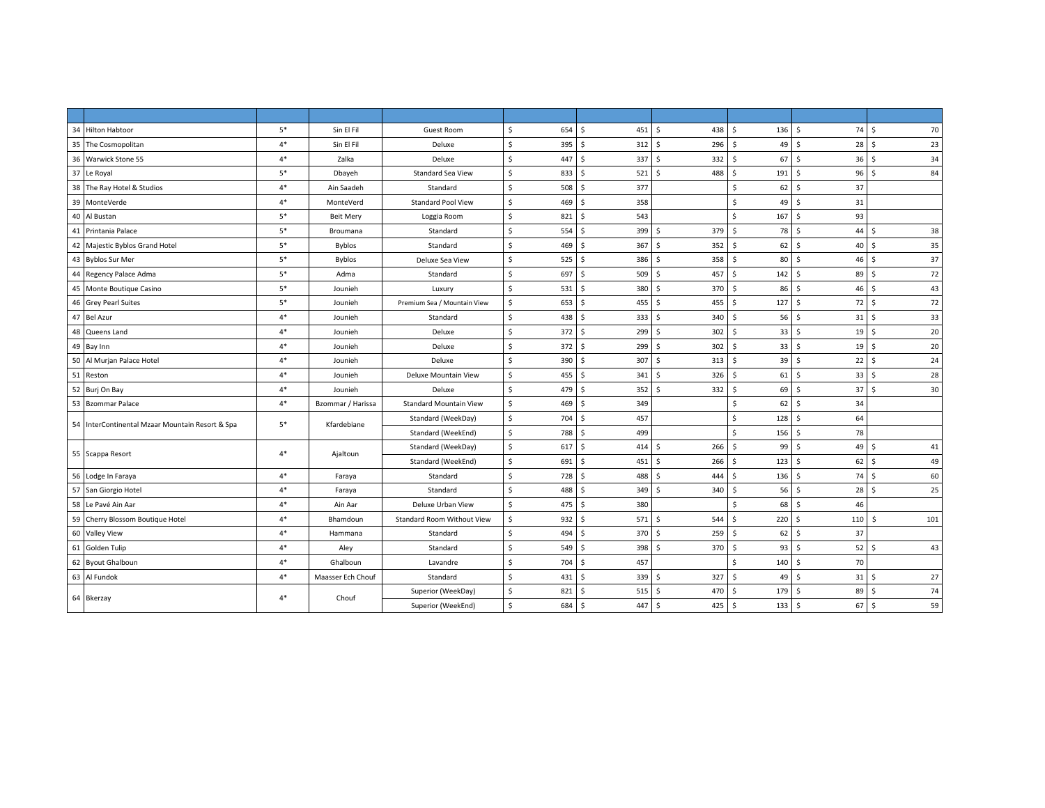| | | | | | | | | | | |
|---|---|---|---|---|---|---|---|---|---|---|
| 34 | Hilton Habtoor | 5* | Sin El Fil | Guest Room | $ 654 | $ 451 | $ 438 | $ 136 | $ 74 | $ 70 |
| 35 | The Cosmopolitan | 4* | Sin El Fil | Deluxe | $ 395 | $ 312 | $ 296 | $ 49 | $ 28 | $ 23 |
| 36 | Warwick Stone 55 | 4* | Zalka | Deluxe | $ 447 | $ 337 | $ 332 | $ 67 | $ 36 | $ 34 |
| 37 | Le Royal | 5* | Dbayeh | Standard Sea View | $ 833 | $ 521 | $ 488 | $ 191 | $ 96 | $ 84 |
| 38 | The Ray Hotel & Studios | 4* | Ain Saadeh | Standard | $ 508 | $ 377 | | $ 62 | $ 37 | |
| 39 | MonteVerde | 4* | MonteVerd | Standard Pool View | $ 469 | $ 358 | | $ 49 | $ 31 | |
| 40 | Al Bustan | 5* | Beit Mery | Loggia Room | $ 821 | $ 543 | | $ 167 | $ 93 | |
| 41 | Printania Palace | 5* | Broumana | Standard | $ 554 | $ 399 | $ 379 | $ 78 | $ 44 | $ 38 |
| 42 | Majestic Byblos Grand Hotel | 5* | Byblos | Standard | $ 469 | $ 367 | $ 352 | $ 62 | $ 40 | $ 35 |
| 43 | Byblos Sur Mer | 5* | Byblos | Deluxe Sea View | $ 525 | $ 386 | $ 358 | $ 80 | $ 46 | $ 37 |
| 44 | Regency Palace Adma | 5* | Adma | Standard | $ 697 | $ 509 | $ 457 | $ 142 | $ 89 | $ 72 |
| 45 | Monte Boutique Casino | 5* | Jounieh | Luxury | $ 531 | $ 380 | $ 370 | $ 86 | $ 46 | $ 43 |
| 46 | Grey Pearl Suites | 5* | Jounieh | Premium Sea / Mountain View | $ 653 | $ 455 | $ 455 | $ 127 | $ 72 | $ 72 |
| 47 | Bel Azur | 4* | Jounieh | Standard | $ 438 | $ 333 | $ 340 | $ 56 | $ 31 | $ 33 |
| 48 | Queens Land | 4* | Jounieh | Deluxe | $ 372 | $ 299 | $ 302 | $ 33 | $ 19 | $ 20 |
| 49 | Bay Inn | 4* | Jounieh | Deluxe | $ 372 | $ 299 | $ 302 | $ 33 | $ 19 | $ 20 |
| 50 | Al Murjan Palace Hotel | 4* | Jounieh | Deluxe | $ 390 | $ 307 | $ 313 | $ 39 | $ 22 | $ 24 |
| 51 | Reston | 4* | Jounieh | Deluxe Mountain View | $ 455 | $ 341 | $ 326 | $ 61 | $ 33 | $ 28 |
| 52 | Burj On Bay | 4* | Jounieh | Deluxe | $ 479 | $ 352 | $ 332 | $ 69 | $ 37 | $ 30 |
| 53 | Bzommar Palace | 4* | Bzommar / Harissa | Standard Mountain View | $ 469 | $ 349 | | $ 62 | $ 34 | |
| 54 | InterContinental Mzaar Mountain Resort & Spa | 5* | Kfardebiane | Standard (WeekDay) | $ 704 | $ 457 | | $ 128 | $ 64 | |
| | | | | Standard (WeekEnd) | $ 788 | $ 499 | | $ 156 | $ 78 | |
| 55 | Scappa Resort | 4* | Ajaltoun | Standard (WeekDay) | $ 617 | $ 414 | $ 266 | $ 99 | $ 49 | $ 41 |
| | | | | Standard (WeekEnd) | $ 691 | $ 451 | $ 266 | $ 123 | $ 62 | $ 49 |
| 56 | Lodge In Faraya | 4* | Faraya | Standard | $ 728 | $ 488 | $ 444 | $ 136 | $ 74 | $ 60 |
| 57 | San Giorgio Hotel | 4* | Faraya | Standard | $ 488 | $ 349 | $ 340 | $ 56 | $ 28 | $ 25 |
| 58 | Le Pavé Ain Aar | 4* | Ain Aar | Deluxe Urban View | $ 475 | $ 380 | | $ 68 | $ 46 | |
| 59 | Cherry Blossom Boutique Hotel | 4* | Bhamdoun | Standard Room Without View | $ 932 | $ 571 | $ 544 | $ 220 | $ 110 | $ 101 |
| 60 | Valley View | 4* | Hammana | Standard | $ 494 | $ 370 | $ 259 | $ 62 | $ 37 | |
| 61 | Golden Tulip | 4* | Aley | Standard | $ 549 | $ 398 | $ 370 | $ 93 | $ 52 | $ 43 |
| 62 | Byout Ghalboun | 4* | Ghalboun | Lavandre | $ 704 | $ 457 | | $ 140 | $ 70 | |
| 63 | Al Fundok | 4* | Maasser Ech Chouf | Standard | $ 431 | $ 339 | $ 327 | $ 49 | $ 31 | $ 27 |
| 64 | Bkerzay | 4* | Chouf | Superior (WeekDay) | $ 821 | $ 515 | $ 470 | $ 179 | $ 89 | $ 74 |
| | | | | Superior (WeekEnd) | $ 684 | $ 447 | $ 425 | $ 133 | $ 67 | $ 59 |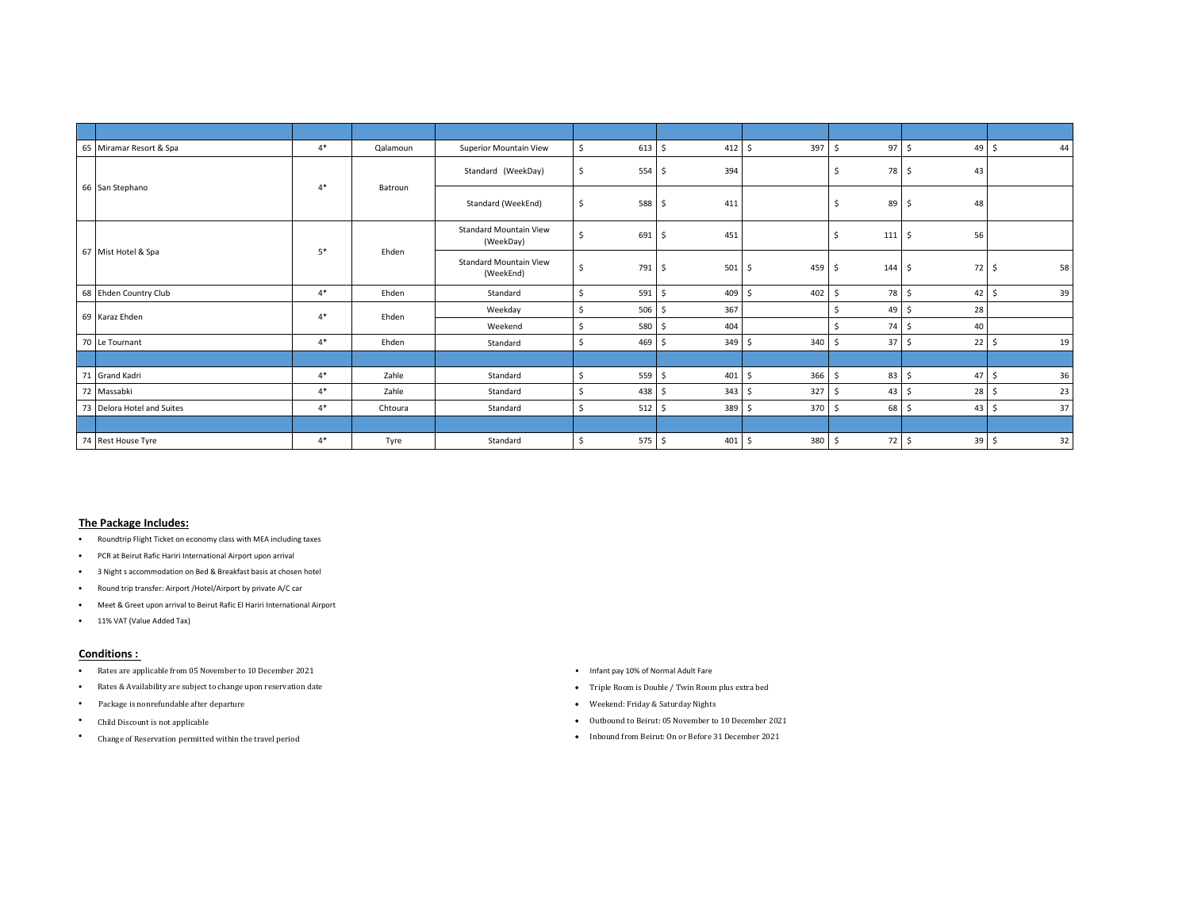| | | | | | | | | | | |
|---|---|---|---|---|---|---|---|---|---|---|
| 65 | Miramar Resort & Spa | 4* | Qalamoun | Superior Mountain View | $ 613 | $ 412 | $ 397 | $ 97 | $ 49 | $ 44 |
| 66 | San Stephano | 4* | Batroun | Standard (WeekDay) | $ 554 | $ 394 | | $ 78 | $ 43 | |
| | | | | Standard (WeekEnd) | $ 588 | $ 411 | | $ 89 | $ 48 | |
| 67 | Mist Hotel & Spa | 5* | Ehden | Standard Mountain View (WeekDay) | $ 691 | $ 451 | | $ 111 | $ 56 | |
| | | | | Standard Mountain View (WeekEnd) | $ 791 | $ 501 | $ 459 | $ 144 | $ 72 | $ 58 |
| 68 | Ehden Country Club | 4* | Ehden | Standard | $ 591 | $ 409 | $ 402 | $ 78 | $ 42 | $ 39 |
| 69 | Karaz Ehden | 4* | Ehden | Weekday | $ 506 | $ 367 | | $ 49 | $ 28 | |
| | | | | Weekend | $ 580 | $ 404 | | $ 74 | $ 40 | |
| 70 | Le Tournant | 4* | Ehden | Standard | $ 469 | $ 349 | $ 340 | $ 37 | $ 22 | $ 19 |
| | | | | | | | | | | |
| 71 | Grand Kadri | 4* | Zahle | Standard | $ 559 | $ 401 | $ 366 | $ 83 | $ 47 | $ 36 |
| 72 | Massabki | 4* | Zahle | Standard | $ 438 | $ 343 | $ 327 | $ 43 | $ 28 | $ 23 |
| 73 | Delora Hotel and Suites | 4* | Chtoura | Standard | $ 512 | $ 389 | $ 370 | $ 68 | $ 43 | $ 37 |
| | | | | | | | | | | |
| 74 | Rest House Tyre | 4* | Tyre | Standard | $ 575 | $ 401 | $ 380 | $ 72 | $ 39 | $ 32 |

## The Package Includes:

- Roundtrip Flight Ticket on economy class with MEA including taxes
- PCR at Beirut Rafic Hariri International Airport upon arrival
- 3 Night s accommodation on Bed & Breakfast basis at chosen hotel
- Round trip transfer: Airport /Hotel/Airport by private A/C car
- Meet & Greet upon arrival to Beirut Rafic El Hariri International Airport
- 11% VAT (Value Added Tax)

## Conditions :

- Rates are applicable from 05 November to 10 December 2021
- Rates & Availability are subject to change upon reservation date
- Package is nonrefundable after departure
- Child Discount is not applicable
- Change of Reservation permitted within the travel period
- Infant pay 10% of Normal Adult Fare
- Triple Room is Double / Twin Room plus extra bed
- Weekend: Friday & Saturday Nights
- Outbound to Beirut: 05 November to 10 December 2021
- Inbound from Beirut: On or Before 31 December 2021